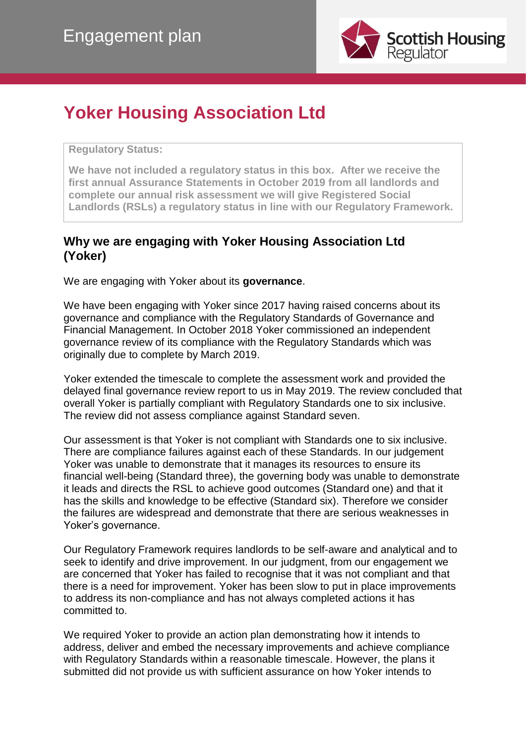Engagement plan

# Yoker Housing Association Ltd

**Regulatory Status:**

**We have not included a regulatory status in this box. After we receive the first annual Assurance Statements in October 2019 from all landlords and complete our annual risk assessment we will give Registered Social Landlords (RSLs) a regulatory status in line with our Regulatory Framework.**

## Why we are engaging with Yoker Housing Association Ltd (Yoker)

We are engaging with Yoker about its **governance**.

We have been engaging with Yoker since 2017 having raised concerns about its governance and compliance with the Regulatory Standards of Governance and Financial Management. In October 2018 Yoker commissioned an independent governance review of its compliance with the Regulatory Standards which was originally due to complete by March 2019.

Yoker extended the timescale to complete the assessment work and provided the delayed final governance review report to us in May 2019. The review concluded that overall Yoker is partially compliant with Regulatory Standards one to six inclusive. The review did not assess compliance against Standard seven.

Our assessment is that Yoker is not compliant with Standards one to six inclusive. There are compliance failures against each of these Standards. In our judgement Yoker was unable to demonstrate that it manages its resources to ensure its financial well-being (Standard three), the governing body was unable to demonstrate it leads and directs the RSL to achieve good outcomes (Standard one) and that it has the skills and knowledge to be effective (Standard six). Therefore we consider the failures are widespread and demonstrate that there are serious weaknesses in Yoker's governance.

Our Regulatory Framework requires landlords to be self-aware and analytical and to seek to identify and drive improvement. In our judgment, from our engagement we are concerned that Yoker has failed to recognise that it was not compliant and that there is a need for improvement. Yoker has been slow to put in place improvements to address its non-compliance and has not always completed actions it has committed to.

We required Yoker to provide an action plan demonstrating how it intends to address, deliver and embed the necessary improvements and achieve compliance with Regulatory Standards within a reasonable timescale. However, the plans it submitted did not provide us with sufficient assurance on how Yoker intends to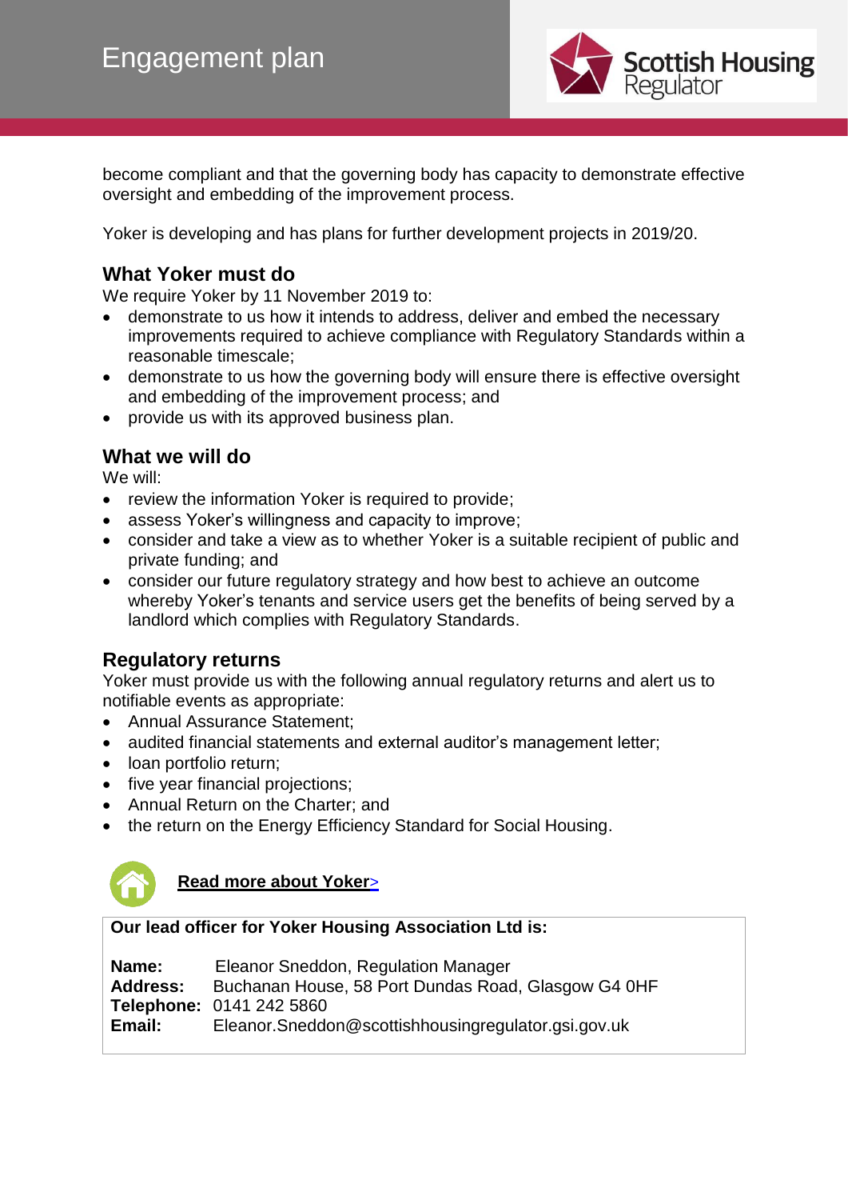become compliant and that the governing body has capacity to demonstrate effective oversight and embedding of the improvement process.

Yoker is developing and has plans for further development projects in 2019/20.

## What Yoker must do

We require Yoker by 11 November 2019 to:

- demonstrate to us how it intends to address, deliver and embed the necessary improvements required to achieve compliance with Regulatory Standards within a reasonable timescale;
- demonstrate to us how the governing body will ensure there is effective oversight and embedding of the improvement process; and
- provide us with its approved business plan.

## What we will do

We will:

- review the information Yoker is required to provide;
- assess Yoker's willingness and capacity to improve;
- consider and take a view as to whether Yoker is a suitable recipient of public and private funding; and
- consider our future regulatory strategy and how best to achieve an outcome whereby Yoker's tenants and service users get the benefits of being served by a landlord which complies with Regulatory Standards.

## Regulatory returns

Yoker must provide us with the following annual regulatory returns and alert us to notifiable events as appropriate:

- Annual Assurance Statement;
- audited financial statements and external auditor's management letter;
- loan portfolio return;
- five year financial projections;
- Annual Return on the Charter; and
- the return on the Energy Efficiency Standard for Social Housing.

**Read more about Yoker>**

**Our lead officer for Yoker Housing Association Ltd is:**

**Name:** Eleanor Sneddon, Regulation Manager
**Address:** Buchanan House, 58 Port Dundas Road, Glasgow G4 0HF
**Telephone:** 0141 242 5860
**Email:** Eleanor.Sneddon@scottishhousingregulator.gsi.gov.uk